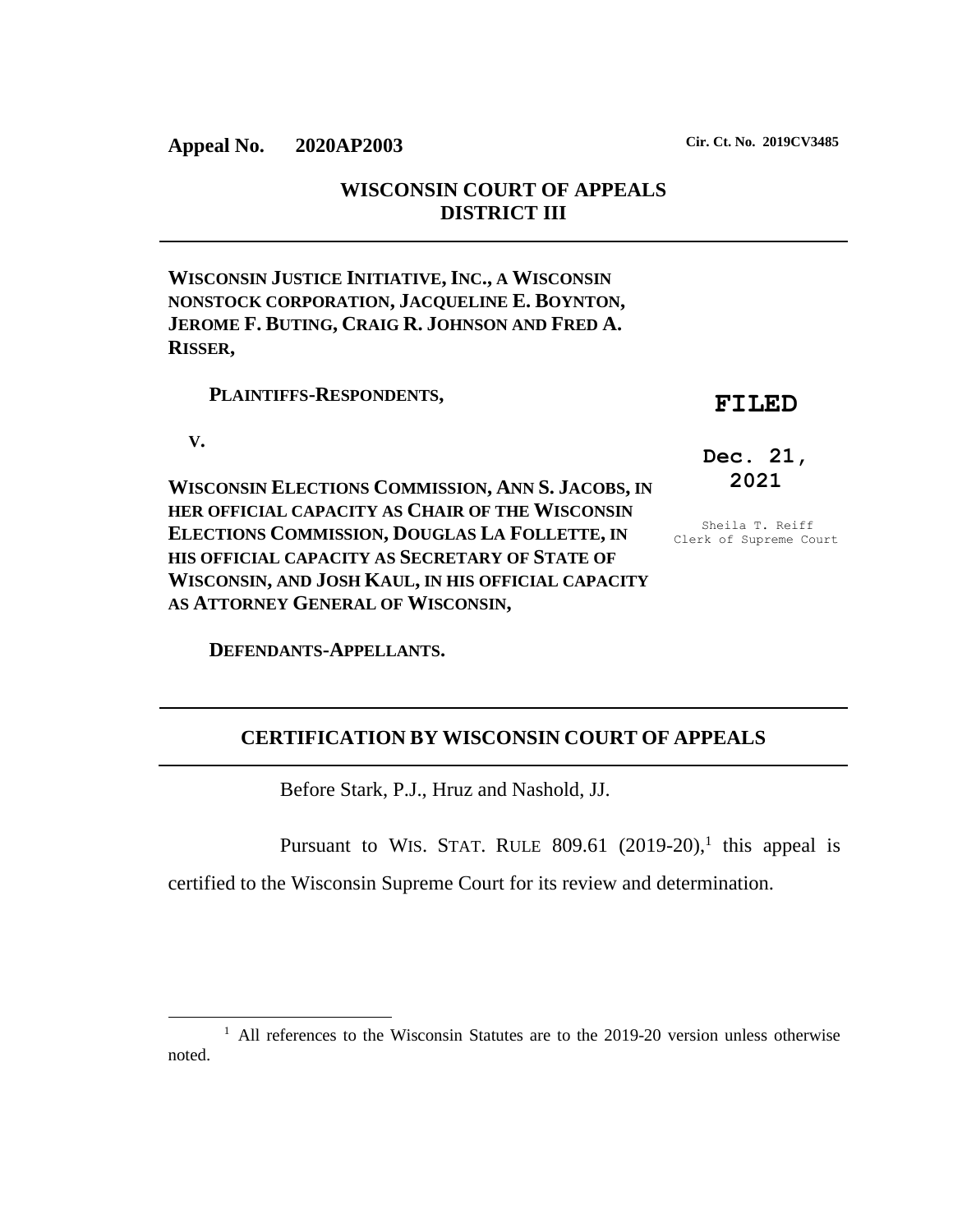**Appeal No. 2020AP2003** **Cir. Ct. No. 2019CV3485**

**WISCONSIN COURT OF APPEALS**
**DISTRICT III**

---

**WISCONSIN JUSTICE INITIATIVE, INC., A WISCONSIN NONSTOCK CORPORATION, JACQUELINE E. BOYNTON, JEROME F. BUTING, CRAIG R. JOHNSON AND FRED A. RISSER,**

**PLAINTIFFS-RESPONDENTS,**

**V.**

**WISCONSIN ELECTIONS COMMISSION, ANN S. JACOBS, IN HER OFFICIAL CAPACITY AS CHAIR OF THE WISCONSIN ELECTIONS COMMISSION, DOUGLAS LA FOLLETTE, IN HIS OFFICIAL CAPACITY AS SECRETARY OF STATE OF WISCONSIN, AND JOSH KAUL, IN HIS OFFICIAL CAPACITY AS ATTORNEY GENERAL OF WISCONSIN,**

**DEFENDANTS-APPELLANTS.**

**FILED**

**Dec. 21, 2021**

Sheila T. Reiff
Clerk of Supreme Court

---

## CERTIFICATION BY WISCONSIN COURT OF APPEALS

---

Before Stark, P.J., Hruz and Nashold, JJ.

Pursuant to WIS. STAT. RULE 809.61 (2019-20),[1] this appeal is certified to the Wisconsin Supreme Court for its review and determination.

---

[1] All references to the Wisconsin Statutes are to the 2019-20 version unless otherwise noted.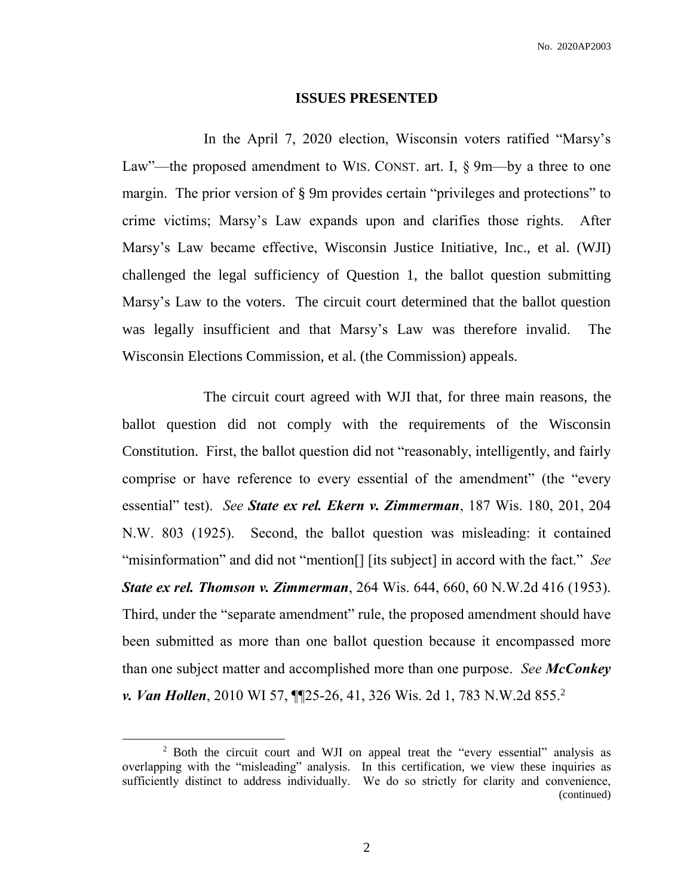## ISSUES PRESENTED

In the April 7, 2020 election, Wisconsin voters ratified "Marsy's Law"—the proposed amendment to WIS. CONST. art. I, § 9m—by a three to one margin. The prior version of § 9m provides certain "privileges and protections" to crime victims; Marsy's Law expands upon and clarifies those rights. After Marsy's Law became effective, Wisconsin Justice Initiative, Inc., et al. (WJI) challenged the legal sufficiency of Question 1, the ballot question submitting Marsy's Law to the voters. The circuit court determined that the ballot question was legally insufficient and that Marsy's Law was therefore invalid. The Wisconsin Elections Commission, et al. (the Commission) appeals.

The circuit court agreed with WJI that, for three main reasons, the ballot question did not comply with the requirements of the Wisconsin Constitution. First, the ballot question did not "reasonably, intelligently, and fairly comprise or have reference to every essential of the amendment" (the "every essential" test). *See* ***State ex rel. Ekern v. Zimmerman***, 187 Wis. 180, 201, 204 N.W. 803 (1925). Second, the ballot question was misleading: it contained "misinformation" and did not "mention[] [its subject] in accord with the fact." *See* ***State ex rel. Thomson v. Zimmerman***, 264 Wis. 644, 660, 60 N.W.2d 416 (1953). Third, under the "separate amendment" rule, the proposed amendment should have been submitted as more than one ballot question because it encompassed more than one subject matter and accomplished more than one purpose. *See* ***McConkey v. Van Hollen***, 2010 WI 57, ¶¶25-26, 41, 326 Wis. 2d 1, 783 N.W.2d 855.[2]

---

[2] Both the circuit court and WJI on appeal treat the "every essential" analysis as overlapping with the "misleading" analysis. In this certification, we view these inquiries as sufficiently distinct to address individually. We do so strictly for clarity and convenience, (continued)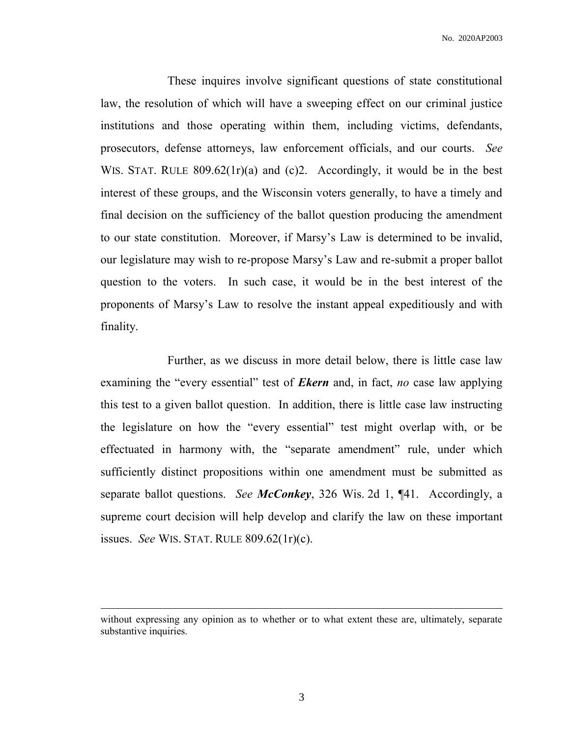These inquires involve significant questions of state constitutional law, the resolution of which will have a sweeping effect on our criminal justice institutions and those operating within them, including victims, defendants, prosecutors, defense attorneys, law enforcement officials, and our courts. *See* WIS. STAT. RULE 809.62(1r)(a) and (c)2. Accordingly, it would be in the best interest of these groups, and the Wisconsin voters generally, to have a timely and final decision on the sufficiency of the ballot question producing the amendment to our state constitution. Moreover, if Marsy's Law is determined to be invalid, our legislature may wish to re-propose Marsy's Law and re-submit a proper ballot question to the voters. In such case, it would be in the best interest of the proponents of Marsy's Law to resolve the instant appeal expeditiously and with finality.

Further, as we discuss in more detail below, there is little case law examining the "every essential" test of ***Ekern*** and, in fact, *no* case law applying this test to a given ballot question. In addition, there is little case law instructing the legislature on how the "every essential" test might overlap with, or be effectuated in harmony with, the "separate amendment" rule, under which sufficiently distinct propositions within one amendment must be submitted as separate ballot questions. *See* ***McConkey***, 326 Wis. 2d 1, ¶41. Accordingly, a supreme court decision will help develop and clarify the law on these important issues. *See* WIS. STAT. RULE 809.62(1r)(c).

---

without expressing any opinion as to whether or to what extent these are, ultimately, separate substantive inquiries.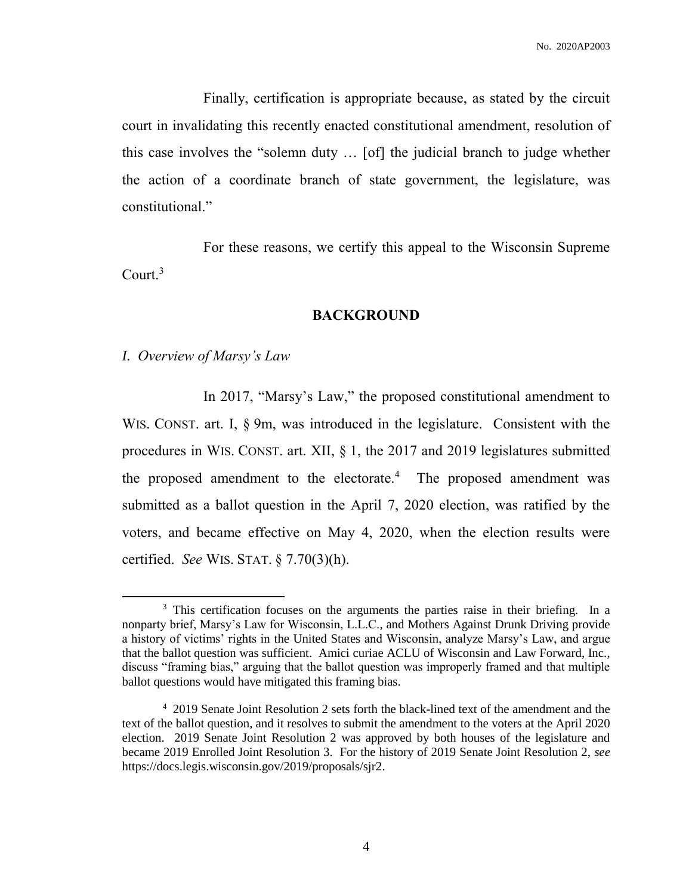Finally, certification is appropriate because, as stated by the circuit court in invalidating this recently enacted constitutional amendment, resolution of this case involves the "solemn duty … [of] the judicial branch to judge whether the action of a coordinate branch of state government, the legislature, was constitutional."

For these reasons, we certify this appeal to the Wisconsin Supreme Court.[3]

## BACKGROUND

### *I. Overview of Marsy's Law*

In 2017, "Marsy's Law," the proposed constitutional amendment to WIS. CONST. art. I, § 9m, was introduced in the legislature. Consistent with the procedures in WIS. CONST. art. XII, § 1, the 2017 and 2019 legislatures submitted the proposed amendment to the electorate.[4] The proposed amendment was submitted as a ballot question in the April 7, 2020 election, was ratified by the voters, and became effective on May 4, 2020, when the election results were certified. *See* WIS. STAT. § 7.70(3)(h).

---

[3] This certification focuses on the arguments the parties raise in their briefing. In a nonparty brief, Marsy's Law for Wisconsin, L.L.C., and Mothers Against Drunk Driving provide a history of victims' rights in the United States and Wisconsin, analyze Marsy's Law, and argue that the ballot question was sufficient. Amici curiae ACLU of Wisconsin and Law Forward, Inc., discuss "framing bias," arguing that the ballot question was improperly framed and that multiple ballot questions would have mitigated this framing bias.

[4] 2019 Senate Joint Resolution 2 sets forth the black-lined text of the amendment and the text of the ballot question, and it resolves to submit the amendment to the voters at the April 2020 election. 2019 Senate Joint Resolution 2 was approved by both houses of the legislature and became 2019 Enrolled Joint Resolution 3. For the history of 2019 Senate Joint Resolution 2, *see* https://docs.legis.wisconsin.gov/2019/proposals/sjr2.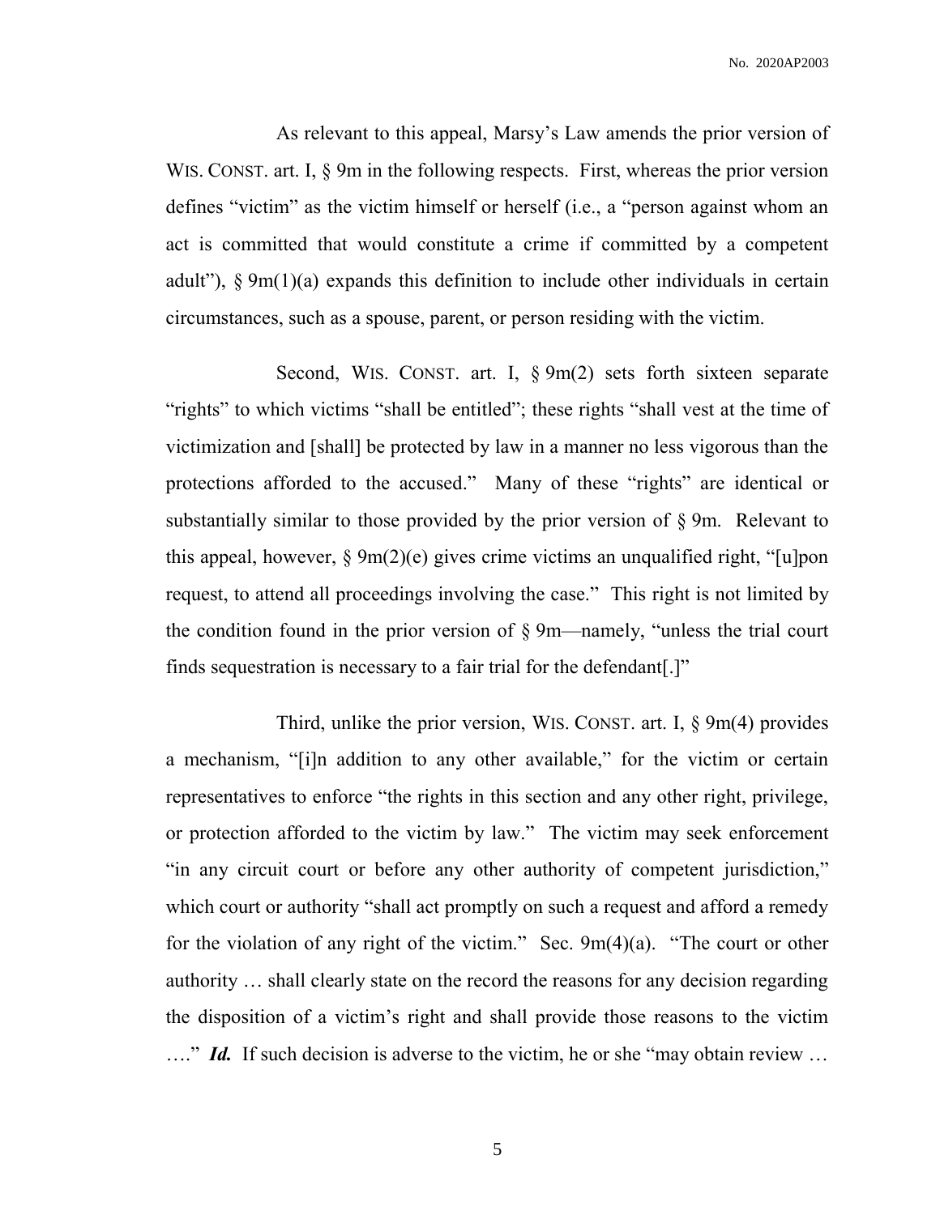As relevant to this appeal, Marsy's Law amends the prior version of WIS. CONST. art. I, § 9m in the following respects. First, whereas the prior version defines "victim" as the victim himself or herself (i.e., a "person against whom an act is committed that would constitute a crime if committed by a competent adult"), § 9m(1)(a) expands this definition to include other individuals in certain circumstances, such as a spouse, parent, or person residing with the victim.

Second, WIS. CONST. art. I, § 9m(2) sets forth sixteen separate "rights" to which victims "shall be entitled"; these rights "shall vest at the time of victimization and [shall] be protected by law in a manner no less vigorous than the protections afforded to the accused." Many of these "rights" are identical or substantially similar to those provided by the prior version of § 9m. Relevant to this appeal, however, § 9m(2)(e) gives crime victims an unqualified right, "[u]pon request, to attend all proceedings involving the case." This right is not limited by the condition found in the prior version of § 9m—namely, "unless the trial court finds sequestration is necessary to a fair trial for the defendant[.]"

Third, unlike the prior version, WIS. CONST. art. I, § 9m(4) provides a mechanism, "[i]n addition to any other available," for the victim or certain representatives to enforce "the rights in this section and any other right, privilege, or protection afforded to the victim by law." The victim may seek enforcement "in any circuit court or before any other authority of competent jurisdiction," which court or authority "shall act promptly on such a request and afford a remedy for the violation of any right of the victim." Sec. 9m(4)(a). "The court or other authority … shall clearly state on the record the reasons for any decision regarding the disposition of a victim's right and shall provide those reasons to the victim …." ***Id.*** If such decision is adverse to the victim, he or she "may obtain review …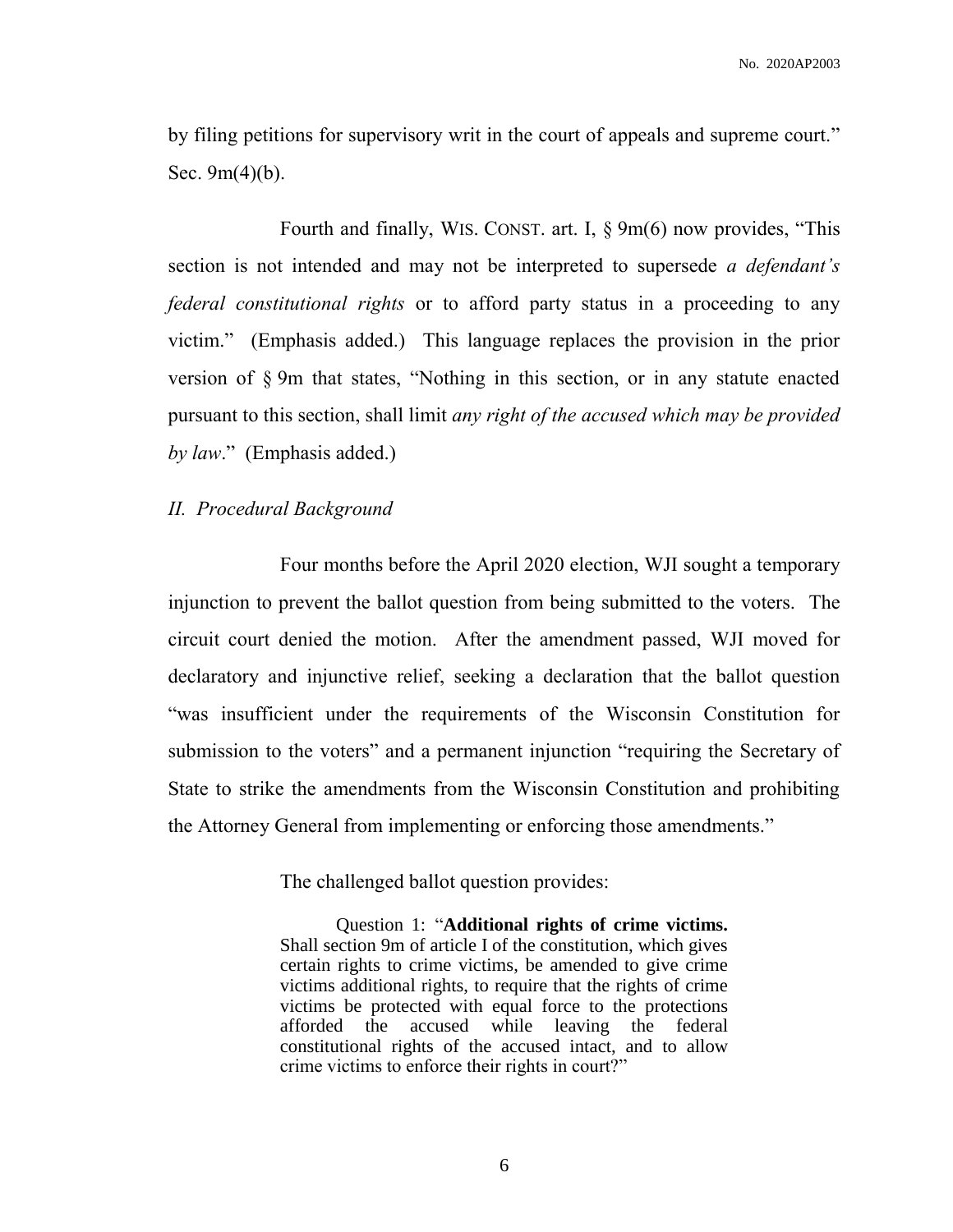by filing petitions for supervisory writ in the court of appeals and supreme court." Sec. 9m(4)(b).

Fourth and finally, WIS. CONST. art. I, § 9m(6) now provides, "This section is not intended and may not be interpreted to supersede *a defendant's federal constitutional rights* or to afford party status in a proceeding to any victim." (Emphasis added.) This language replaces the provision in the prior version of § 9m that states, "Nothing in this section, or in any statute enacted pursuant to this section, shall limit *any right of the accused which may be provided by law*." (Emphasis added.)

*II. Procedural Background*

Four months before the April 2020 election, WJI sought a temporary injunction to prevent the ballot question from being submitted to the voters. The circuit court denied the motion. After the amendment passed, WJI moved for declaratory and injunctive relief, seeking a declaration that the ballot question "was insufficient under the requirements of the Wisconsin Constitution for submission to the voters" and a permanent injunction "requiring the Secretary of State to strike the amendments from the Wisconsin Constitution and prohibiting the Attorney General from implementing or enforcing those amendments."

The challenged ballot question provides:

> Question 1: "**Additional rights of crime victims.** Shall section 9m of article I of the constitution, which gives certain rights to crime victims, be amended to give crime victims additional rights, to require that the rights of crime victims be protected with equal force to the protections afforded the accused while leaving the federal constitutional rights of the accused intact, and to allow crime victims to enforce their rights in court?"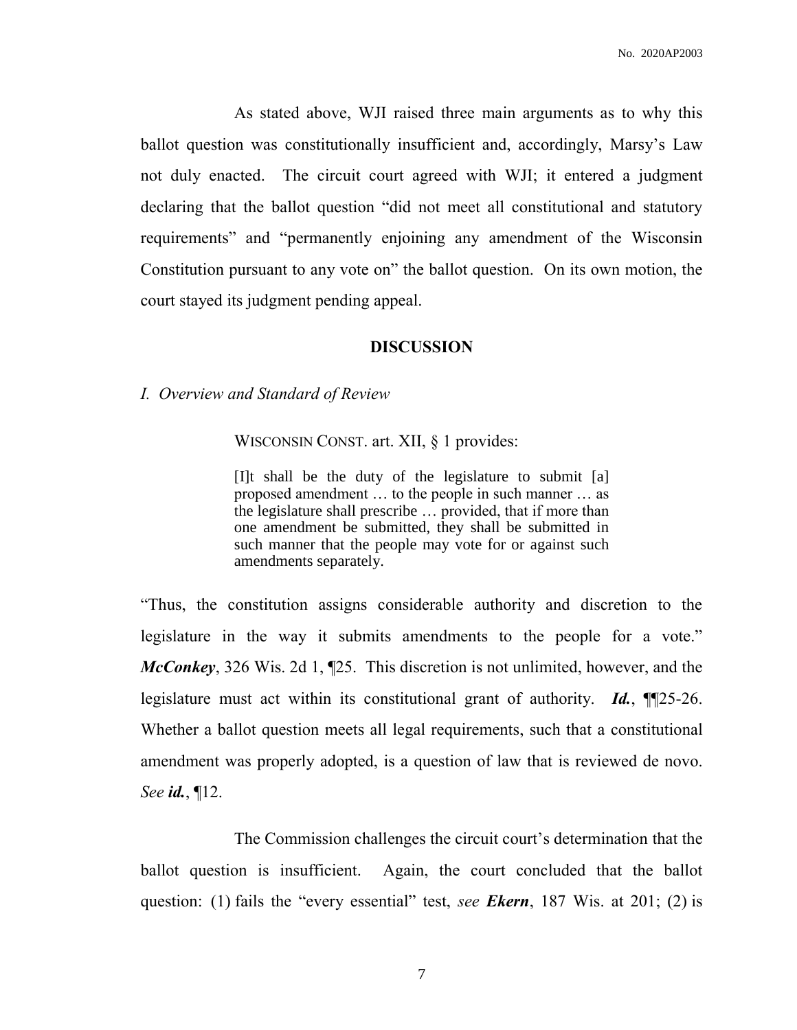As stated above, WJI raised three main arguments as to why this ballot question was constitutionally insufficient and, accordingly, Marsy's Law not duly enacted. The circuit court agreed with WJI; it entered a judgment declaring that the ballot question "did not meet all constitutional and statutory requirements" and "permanently enjoining any amendment of the Wisconsin Constitution pursuant to any vote on" the ballot question. On its own motion, the court stayed its judgment pending appeal.

## DISCUSSION

### *I. Overview and Standard of Review*

WISCONSIN CONST. art. XII, § 1 provides:

> [I]t shall be the duty of the legislature to submit [a] proposed amendment … to the people in such manner … as the legislature shall prescribe … provided, that if more than one amendment be submitted, they shall be submitted in such manner that the people may vote for or against such amendments separately.

"Thus, the constitution assigns considerable authority and discretion to the legislature in the way it submits amendments to the people for a vote." ***McConkey***, 326 Wis. 2d 1, ¶25. This discretion is not unlimited, however, and the legislature must act within its constitutional grant of authority. ***Id.***, ¶¶25-26. Whether a ballot question meets all legal requirements, such that a constitutional amendment was properly adopted, is a question of law that is reviewed de novo. *See* ***id.***, ¶12.

The Commission challenges the circuit court's determination that the ballot question is insufficient. Again, the court concluded that the ballot question: (1) fails the "every essential" test, *see* ***Ekern***, 187 Wis. at 201; (2) is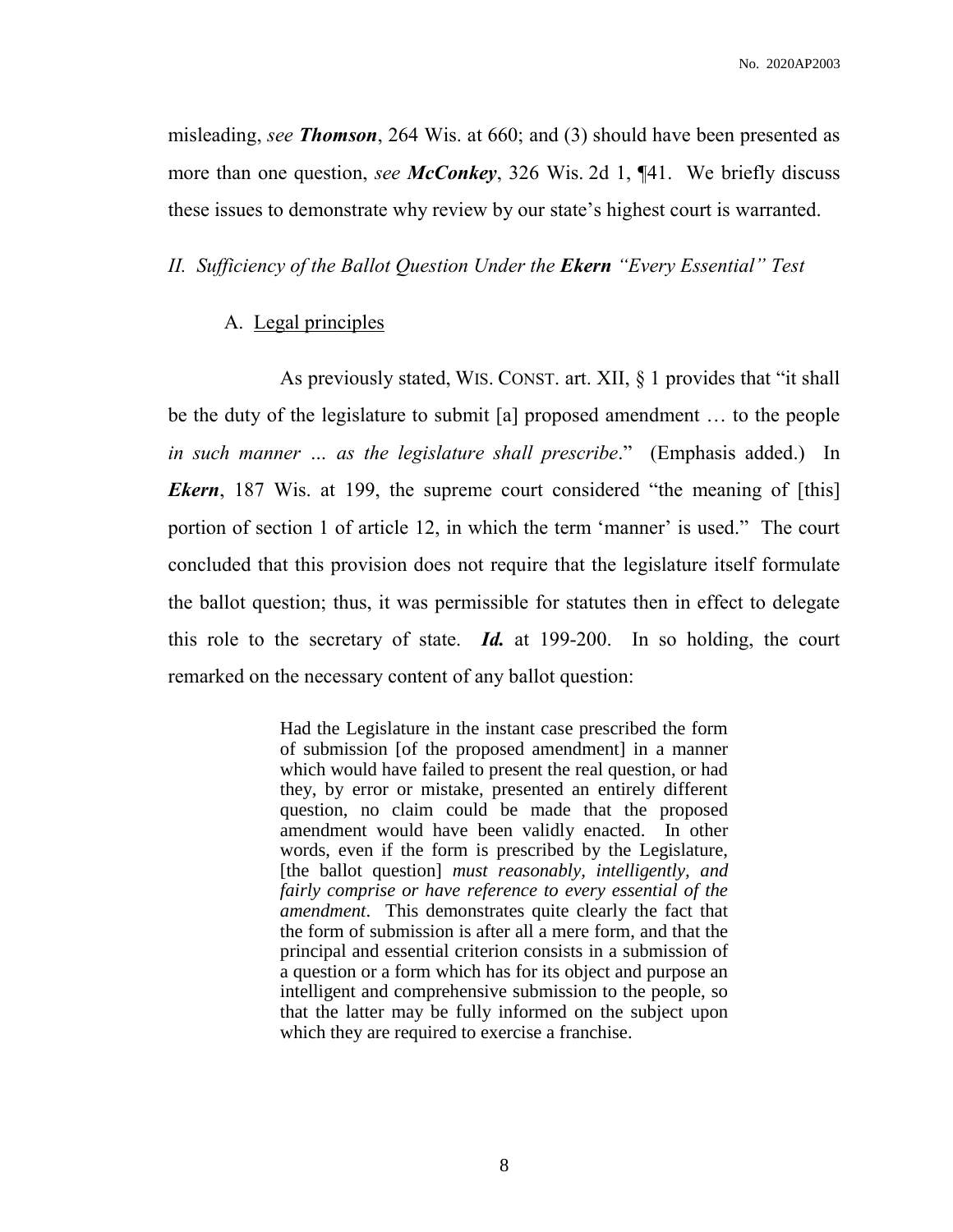misleading, *see* ***Thomson***, 264 Wis. at 660; and (3) should have been presented as more than one question, *see* ***McConkey***, 326 Wis. 2d 1, ¶41. We briefly discuss these issues to demonstrate why review by our state's highest court is warranted.

## *II. Sufficiency of the Ballot Question Under the **Ekern** "Every Essential" Test*

### A. Legal principles

As previously stated, WIS. CONST. art. XII, § 1 provides that "it shall be the duty of the legislature to submit [a] proposed amendment … to the people *in such manner ... as the legislature shall prescribe*." (Emphasis added.) In ***Ekern***, 187 Wis. at 199, the supreme court considered "the meaning of [this] portion of section 1 of article 12, in which the term 'manner' is used." The court concluded that this provision does not require that the legislature itself formulate the ballot question; thus, it was permissible for statutes then in effect to delegate this role to the secretary of state. ***Id.*** at 199-200. In so holding, the court remarked on the necessary content of any ballot question:

> Had the Legislature in the instant case prescribed the form of submission [of the proposed amendment] in a manner which would have failed to present the real question, or had they, by error or mistake, presented an entirely different question, no claim could be made that the proposed amendment would have been validly enacted. In other words, even if the form is prescribed by the Legislature, [the ballot question] *must reasonably, intelligently, and fairly comprise or have reference to every essential of the amendment*. This demonstrates quite clearly the fact that the form of submission is after all a mere form, and that the principal and essential criterion consists in a submission of a question or a form which has for its object and purpose an intelligent and comprehensive submission to the people, so that the latter may be fully informed on the subject upon which they are required to exercise a franchise.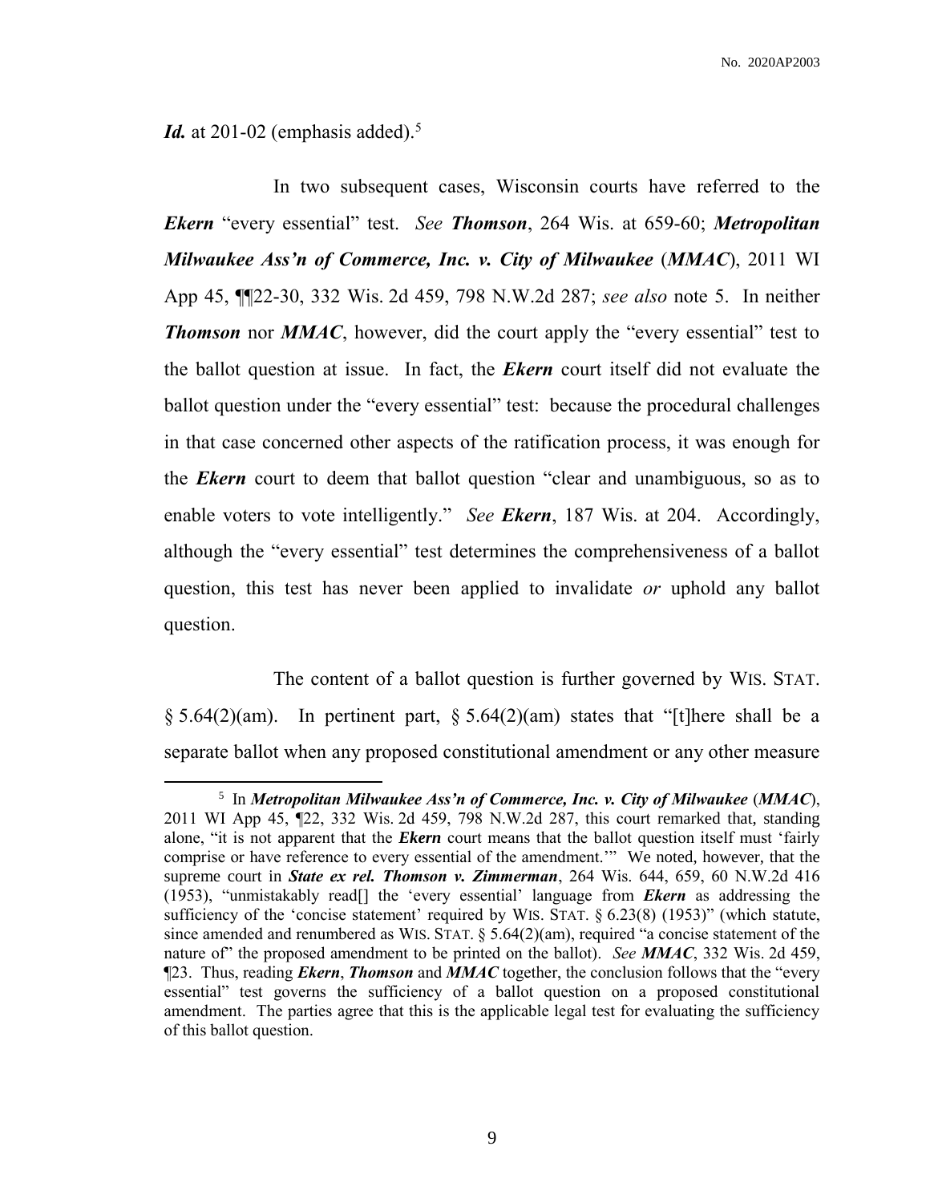***Id.*** at 201-02 (emphasis added).[5]

In two subsequent cases, Wisconsin courts have referred to the ***Ekern*** "every essential" test. *See* ***Thomson***, 264 Wis. at 659-60; ***Metropolitan Milwaukee Ass'n of Commerce, Inc. v. City of Milwaukee*** (***MMAC***), 2011 WI App 45, ¶¶22-30, 332 Wis. 2d 459, 798 N.W.2d 287; *see also* note 5. In neither ***Thomson*** nor ***MMAC***, however, did the court apply the "every essential" test to the ballot question at issue. In fact, the ***Ekern*** court itself did not evaluate the ballot question under the "every essential" test: because the procedural challenges in that case concerned other aspects of the ratification process, it was enough for the ***Ekern*** court to deem that ballot question "clear and unambiguous, so as to enable voters to vote intelligently." *See* ***Ekern***, 187 Wis. at 204. Accordingly, although the "every essential" test determines the comprehensiveness of a ballot question, this test has never been applied to invalidate *or* uphold any ballot question.

The content of a ballot question is further governed by WIS. STAT. § 5.64(2)(am). In pertinent part, § 5.64(2)(am) states that "[t]here shall be a separate ballot when any proposed constitutional amendment or any other measure

---

[5] In ***Metropolitan Milwaukee Ass'n of Commerce, Inc. v. City of Milwaukee*** (***MMAC***), 2011 WI App 45, ¶22, 332 Wis. 2d 459, 798 N.W.2d 287, this court remarked that, standing alone, "it is not apparent that the ***Ekern*** court means that the ballot question itself must 'fairly comprise or have reference to every essential of the amendment.'" We noted, however, that the supreme court in ***State ex rel. Thomson v. Zimmerman***, 264 Wis. 644, 659, 60 N.W.2d 416 (1953), "unmistakably read[] the 'every essential' language from ***Ekern*** as addressing the sufficiency of the 'concise statement' required by WIS. STAT. § 6.23(8) (1953)" (which statute, since amended and renumbered as WIS. STAT. § 5.64(2)(am), required "a concise statement of the nature of" the proposed amendment to be printed on the ballot). *See* ***MMAC***, 332 Wis. 2d 459, ¶23. Thus, reading ***Ekern***, ***Thomson*** and ***MMAC*** together, the conclusion follows that the "every essential" test governs the sufficiency of a ballot question on a proposed constitutional amendment. The parties agree that this is the applicable legal test for evaluating the sufficiency of this ballot question.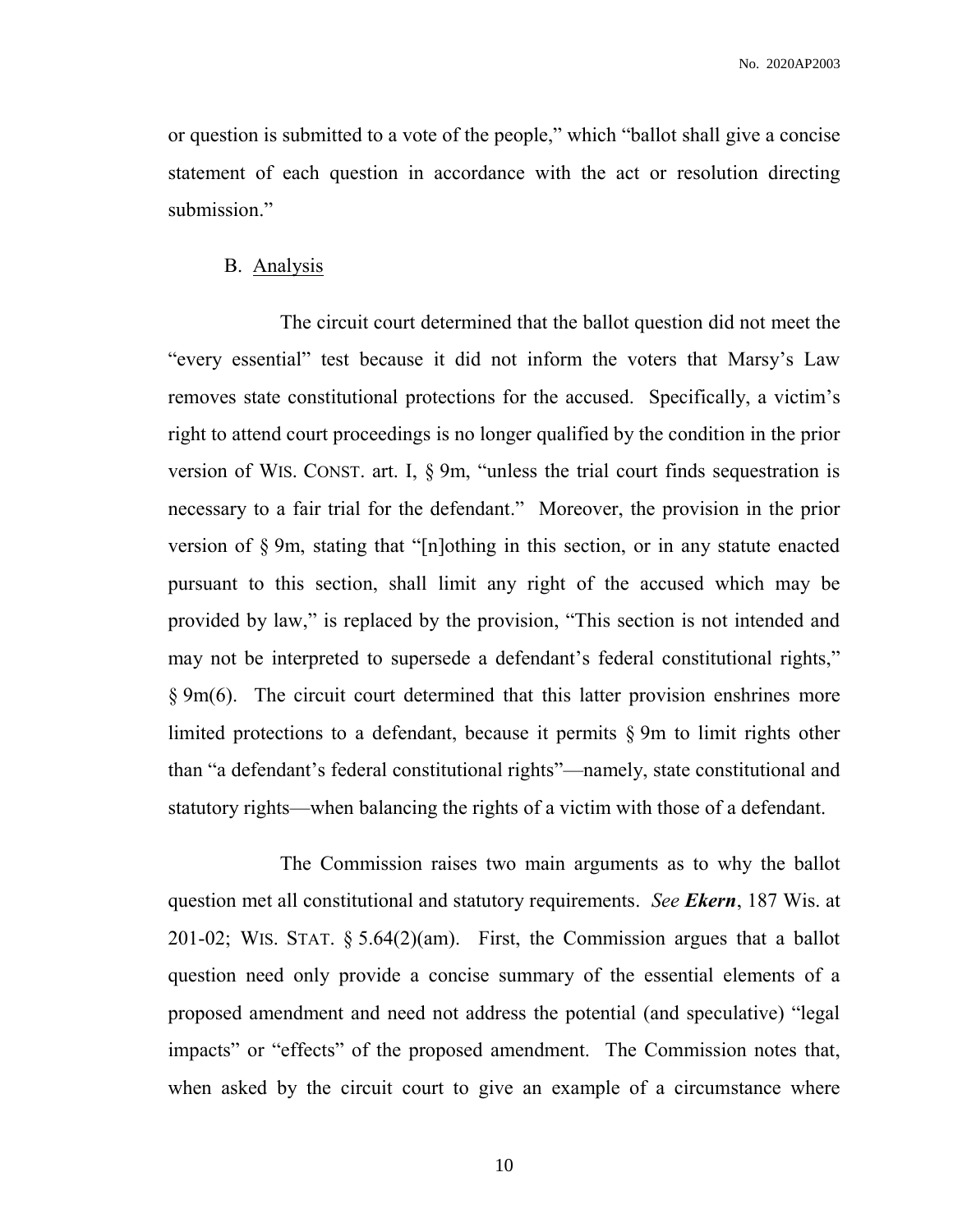or question is submitted to a vote of the people," which "ballot shall give a concise statement of each question in accordance with the act or resolution directing submission."

B. Analysis

The circuit court determined that the ballot question did not meet the "every essential" test because it did not inform the voters that Marsy's Law removes state constitutional protections for the accused. Specifically, a victim's right to attend court proceedings is no longer qualified by the condition in the prior version of WIS. CONST. art. I, § 9m, "unless the trial court finds sequestration is necessary to a fair trial for the defendant." Moreover, the provision in the prior version of § 9m, stating that "[n]othing in this section, or in any statute enacted pursuant to this section, shall limit any right of the accused which may be provided by law," is replaced by the provision, "This section is not intended and may not be interpreted to supersede a defendant's federal constitutional rights," § 9m(6). The circuit court determined that this latter provision enshrines more limited protections to a defendant, because it permits § 9m to limit rights other than "a defendant's federal constitutional rights"—namely, state constitutional and statutory rights—when balancing the rights of a victim with those of a defendant.

The Commission raises two main arguments as to why the ballot question met all constitutional and statutory requirements. *See* ***Ekern***, 187 Wis. at 201-02; WIS. STAT. § 5.64(2)(am). First, the Commission argues that a ballot question need only provide a concise summary of the essential elements of a proposed amendment and need not address the potential (and speculative) "legal impacts" or "effects" of the proposed amendment. The Commission notes that, when asked by the circuit court to give an example of a circumstance where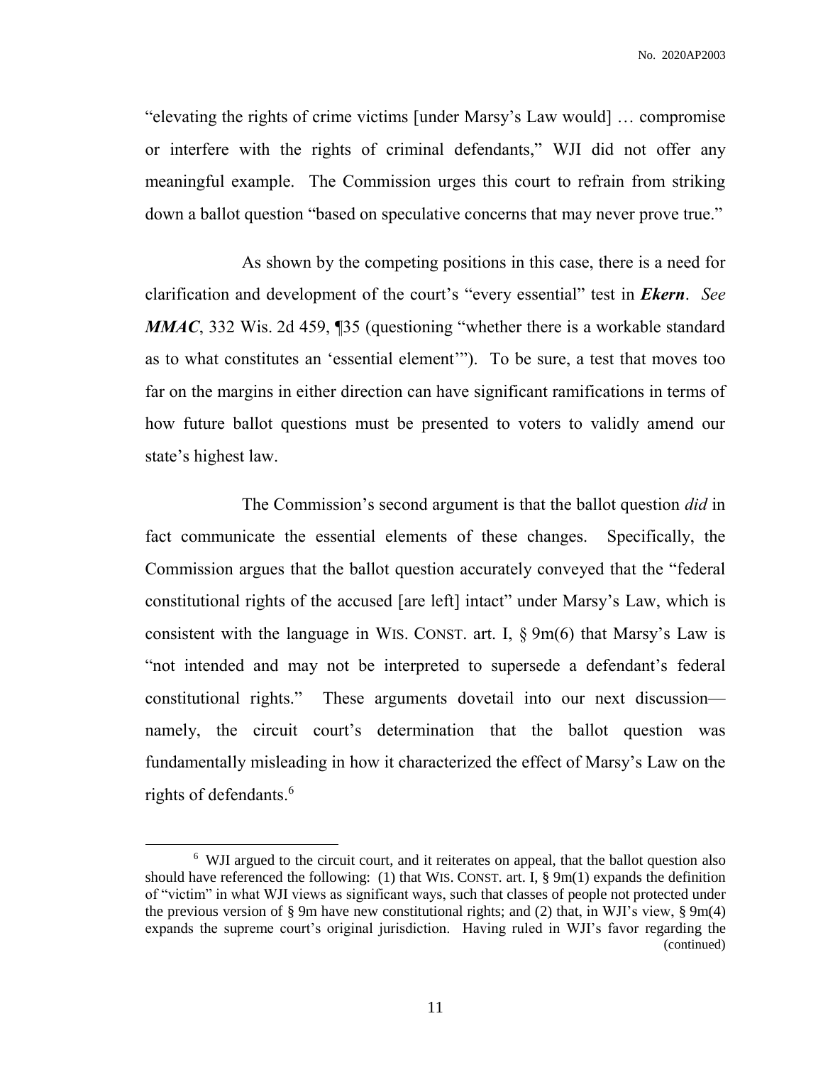"elevating the rights of crime victims [under Marsy's Law would] … compromise or interfere with the rights of criminal defendants," WJI did not offer any meaningful example. The Commission urges this court to refrain from striking down a ballot question "based on speculative concerns that may never prove true."

As shown by the competing positions in this case, there is a need for clarification and development of the court's "every essential" test in ***Ekern***. *See* ***MMAC***, 332 Wis. 2d 459, ¶35 (questioning "whether there is a workable standard as to what constitutes an 'essential element'"). To be sure, a test that moves too far on the margins in either direction can have significant ramifications in terms of how future ballot questions must be presented to voters to validly amend our state's highest law.

The Commission's second argument is that the ballot question *did* in fact communicate the essential elements of these changes. Specifically, the Commission argues that the ballot question accurately conveyed that the "federal constitutional rights of the accused [are left] intact" under Marsy's Law, which is consistent with the language in WIS. CONST. art. I, § 9m(6) that Marsy's Law is "not intended and may not be interpreted to supersede a defendant's federal constitutional rights." These arguments dovetail into our next discussion—namely, the circuit court's determination that the ballot question was fundamentally misleading in how it characterized the effect of Marsy's Law on the rights of defendants.[6]

---

[6] WJI argued to the circuit court, and it reiterates on appeal, that the ballot question also should have referenced the following: (1) that WIS. CONST. art. I, § 9m(1) expands the definition of "victim" in what WJI views as significant ways, such that classes of people not protected under the previous version of § 9m have new constitutional rights; and (2) that, in WJI's view, § 9m(4) expands the supreme court's original jurisdiction. Having ruled in WJI's favor regarding the (continued)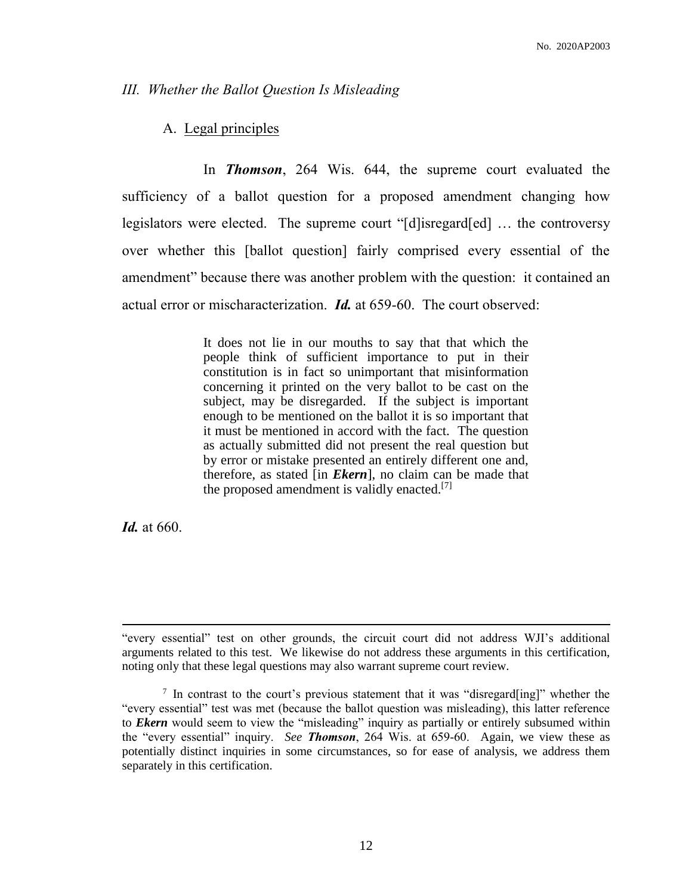### III. *Whether the Ballot Question Is Misleading*

#### A. Legal principles

In ***Thomson***, 264 Wis. 644, the supreme court evaluated the sufficiency of a ballot question for a proposed amendment changing how legislators were elected. The supreme court "[d]isregard[ed] … the controversy over whether this [ballot question] fairly comprised every essential of the amendment" because there was another problem with the question: it contained an actual error or mischaracterization. ***Id.*** at 659-60. The court observed:

> It does not lie in our mouths to say that that which the people think of sufficient importance to put in their constitution is in fact so unimportant that misinformation concerning it printed on the very ballot to be cast on the subject, may be disregarded. If the subject is important enough to be mentioned on the ballot it is so important that it must be mentioned in accord with the fact. The question as actually submitted did not present the real question but by error or mistake presented an entirely different one and, therefore, as stated [in ***Ekern***], no claim can be made that the proposed amendment is validly enacted.[7]

***Id.*** at 660.

---

"every essential" test on other grounds, the circuit court did not address WJI's additional arguments related to this test. We likewise do not address these arguments in this certification, noting only that these legal questions may also warrant supreme court review.

[7] In contrast to the court's previous statement that it was "disregard[ing]" whether the "every essential" test was met (because the ballot question was misleading), this latter reference to ***Ekern*** would seem to view the "misleading" inquiry as partially or entirely subsumed within the "every essential" inquiry. *See* ***Thomson***, 264 Wis. at 659-60. Again, we view these as potentially distinct inquiries in some circumstances, so for ease of analysis, we address them separately in this certification.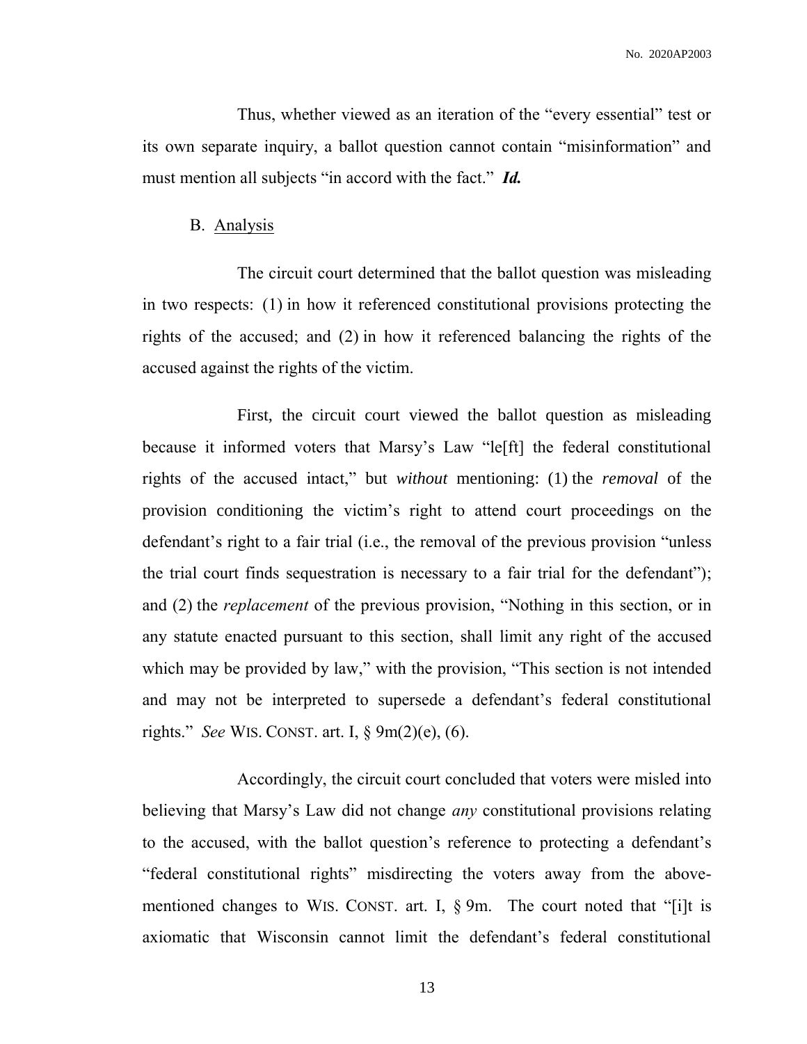Thus, whether viewed as an iteration of the "every essential" test or its own separate inquiry, a ballot question cannot contain "misinformation" and must mention all subjects "in accord with the fact." ***Id.***

B. Analysis

The circuit court determined that the ballot question was misleading in two respects: (1) in how it referenced constitutional provisions protecting the rights of the accused; and (2) in how it referenced balancing the rights of the accused against the rights of the victim.

First, the circuit court viewed the ballot question as misleading because it informed voters that Marsy's Law "le[ft] the federal constitutional rights of the accused intact," but *without* mentioning: (1) the *removal* of the provision conditioning the victim's right to attend court proceedings on the defendant's right to a fair trial (i.e., the removal of the previous provision "unless the trial court finds sequestration is necessary to a fair trial for the defendant"); and (2) the *replacement* of the previous provision, "Nothing in this section, or in any statute enacted pursuant to this section, shall limit any right of the accused which may be provided by law," with the provision, "This section is not intended and may not be interpreted to supersede a defendant's federal constitutional rights." *See* WIS. CONST. art. I, § 9m(2)(e), (6).

Accordingly, the circuit court concluded that voters were misled into believing that Marsy's Law did not change *any* constitutional provisions relating to the accused, with the ballot question's reference to protecting a defendant's "federal constitutional rights" misdirecting the voters away from the above-mentioned changes to WIS. CONST. art. I, § 9m. The court noted that "[i]t is axiomatic that Wisconsin cannot limit the defendant's federal constitutional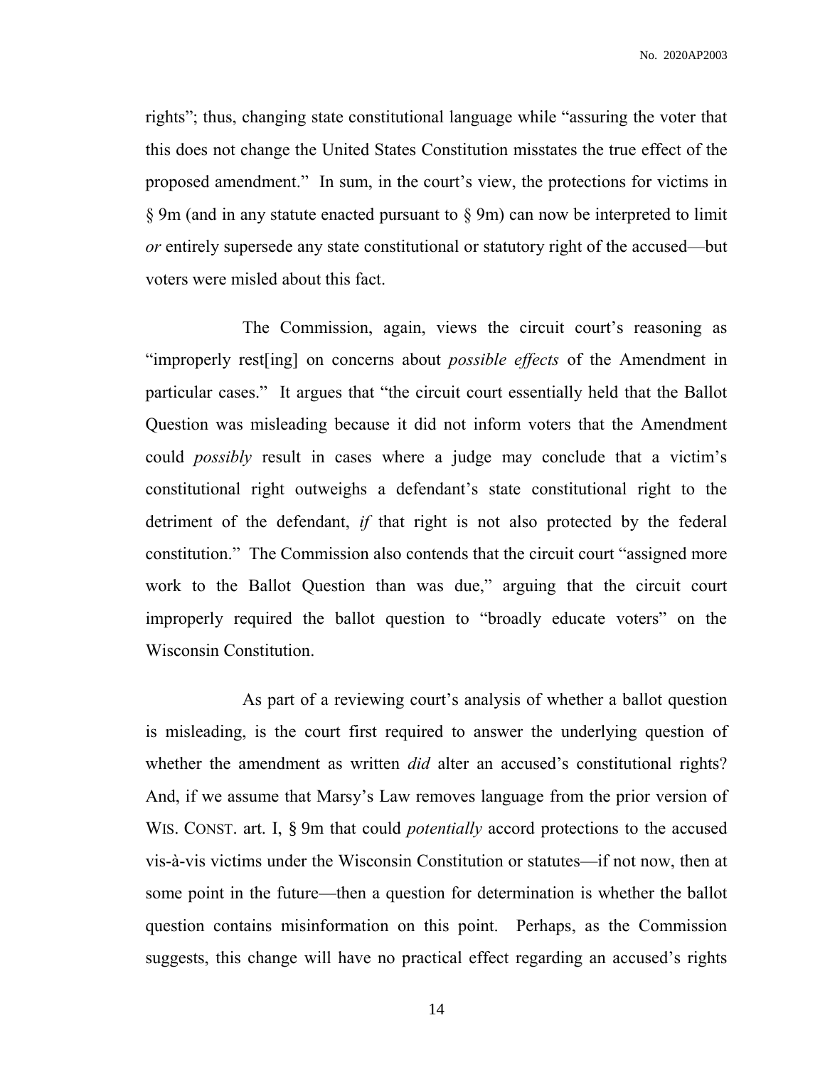rights"; thus, changing state constitutional language while "assuring the voter that this does not change the United States Constitution misstates the true effect of the proposed amendment." In sum, in the court's view, the protections for victims in § 9m (and in any statute enacted pursuant to § 9m) can now be interpreted to limit *or* entirely supersede any state constitutional or statutory right of the accused—but voters were misled about this fact.

The Commission, again, views the circuit court's reasoning as "improperly rest[ing] on concerns about *possible effects* of the Amendment in particular cases." It argues that "the circuit court essentially held that the Ballot Question was misleading because it did not inform voters that the Amendment could *possibly* result in cases where a judge may conclude that a victim's constitutional right outweighs a defendant's state constitutional right to the detriment of the defendant, *if* that right is not also protected by the federal constitution." The Commission also contends that the circuit court "assigned more work to the Ballot Question than was due," arguing that the circuit court improperly required the ballot question to "broadly educate voters" on the Wisconsin Constitution.

As part of a reviewing court's analysis of whether a ballot question is misleading, is the court first required to answer the underlying question of whether the amendment as written *did* alter an accused's constitutional rights? And, if we assume that Marsy's Law removes language from the prior version of WIS. CONST. art. I, § 9m that could *potentially* accord protections to the accused vis-à-vis victims under the Wisconsin Constitution or statutes—if not now, then at some point in the future—then a question for determination is whether the ballot question contains misinformation on this point. Perhaps, as the Commission suggests, this change will have no practical effect regarding an accused's rights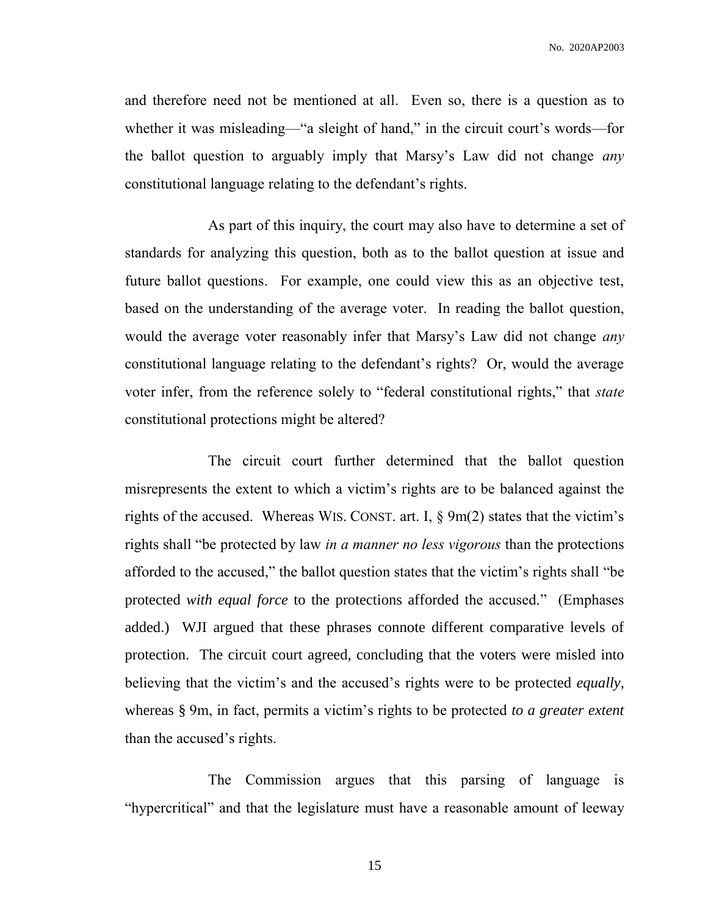and therefore need not be mentioned at all. Even so, there is a question as to whether it was misleading—"a sleight of hand," in the circuit court's words—for the ballot question to arguably imply that Marsy's Law did not change *any* constitutional language relating to the defendant's rights.

As part of this inquiry, the court may also have to determine a set of standards for analyzing this question, both as to the ballot question at issue and future ballot questions. For example, one could view this as an objective test, based on the understanding of the average voter. In reading the ballot question, would the average voter reasonably infer that Marsy's Law did not change *any* constitutional language relating to the defendant's rights? Or, would the average voter infer, from the reference solely to "federal constitutional rights," that *state* constitutional protections might be altered?

The circuit court further determined that the ballot question misrepresents the extent to which a victim's rights are to be balanced against the rights of the accused. Whereas WIS. CONST. art. I, § 9m(2) states that the victim's rights shall "be protected by law *in a manner no less vigorous* than the protections afforded to the accused," the ballot question states that the victim's rights shall "be protected *with equal force* to the protections afforded the accused." (Emphases added.) WJI argued that these phrases connote different comparative levels of protection. The circuit court agreed, concluding that the voters were misled into believing that the victim's and the accused's rights were to be protected *equally*, whereas § 9m, in fact, permits a victim's rights to be protected *to a greater extent* than the accused's rights.

The Commission argues that this parsing of language is "hypercritical" and that the legislature must have a reasonable amount of leeway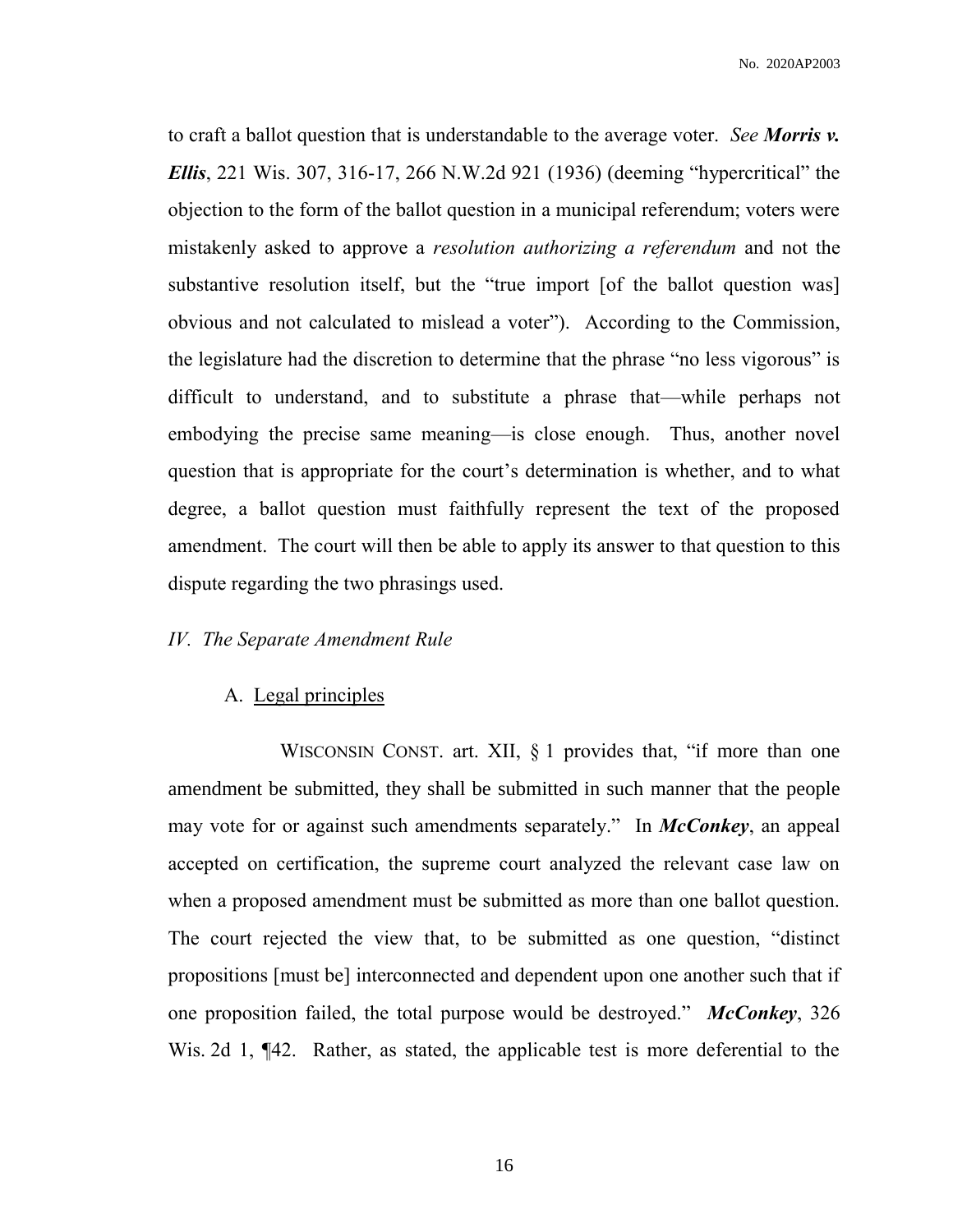to craft a ballot question that is understandable to the average voter. *See* ***Morris v. Ellis***, 221 Wis. 307, 316-17, 266 N.W.2d 921 (1936) (deeming "hypercritical" the objection to the form of the ballot question in a municipal referendum; voters were mistakenly asked to approve a *resolution authorizing a referendum* and not the substantive resolution itself, but the "true import [of the ballot question was] obvious and not calculated to mislead a voter"). According to the Commission, the legislature had the discretion to determine that the phrase "no less vigorous" is difficult to understand, and to substitute a phrase that—while perhaps not embodying the precise same meaning—is close enough. Thus, another novel question that is appropriate for the court's determination is whether, and to what degree, a ballot question must faithfully represent the text of the proposed amendment. The court will then be able to apply its answer to that question to this dispute regarding the two phrasings used.

*IV. The Separate Amendment Rule*

A. Legal principles

WISCONSIN CONST. art. XII, § 1 provides that, "if more than one amendment be submitted, they shall be submitted in such manner that the people may vote for or against such amendments separately." In ***McConkey***, an appeal accepted on certification, the supreme court analyzed the relevant case law on when a proposed amendment must be submitted as more than one ballot question. The court rejected the view that, to be submitted as one question, "distinct propositions [must be] interconnected and dependent upon one another such that if one proposition failed, the total purpose would be destroyed." ***McConkey***, 326 Wis. 2d 1, ¶42. Rather, as stated, the applicable test is more deferential to the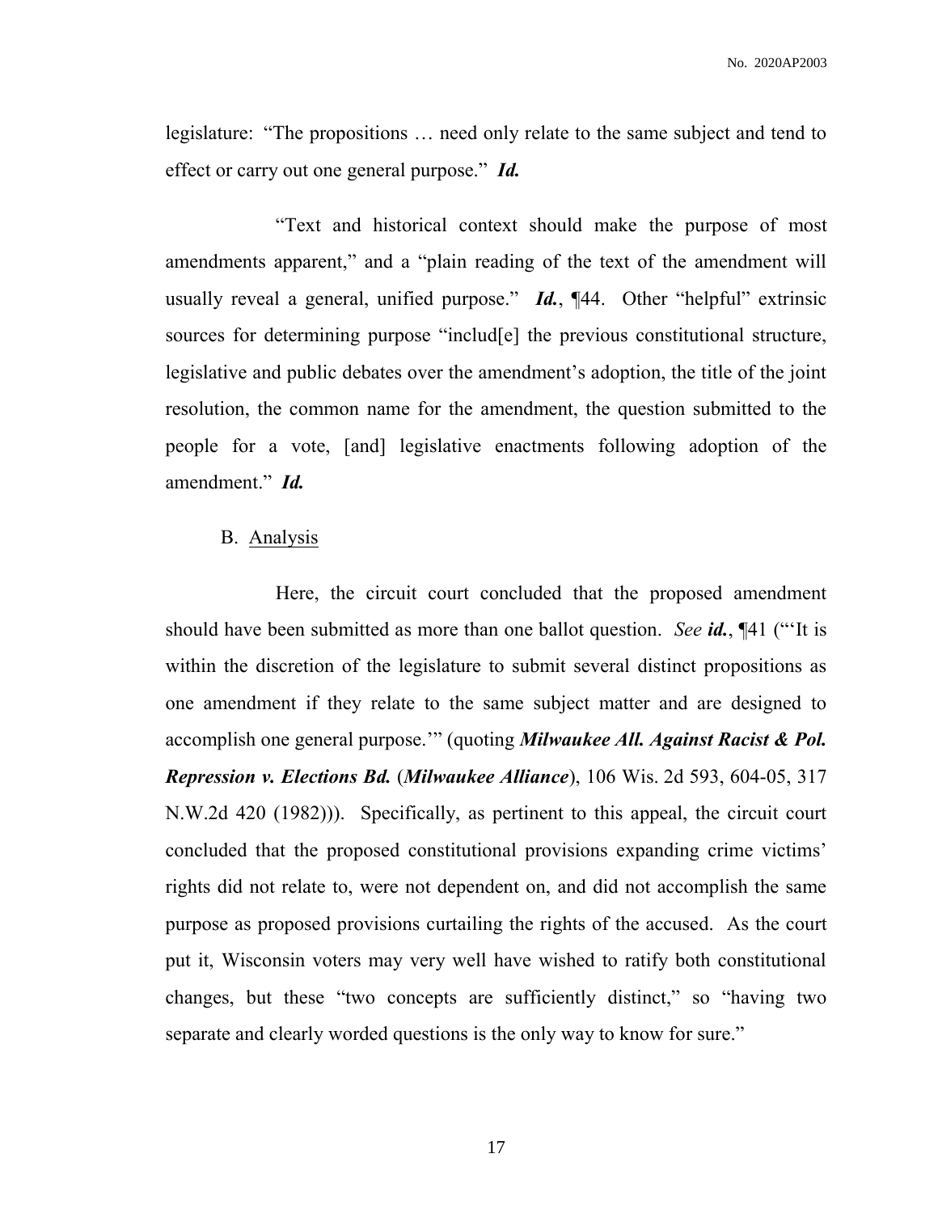legislature: "The propositions … need only relate to the same subject and tend to effect or carry out one general purpose." ***Id.***

"Text and historical context should make the purpose of most amendments apparent," and a "plain reading of the text of the amendment will usually reveal a general, unified purpose." ***Id.***, ¶44. Other "helpful" extrinsic sources for determining purpose "includ[e] the previous constitutional structure, legislative and public debates over the amendment's adoption, the title of the joint resolution, the common name for the amendment, the question submitted to the people for a vote, [and] legislative enactments following adoption of the amendment." ***Id.***

B. Analysis

Here, the circuit court concluded that the proposed amendment should have been submitted as more than one ballot question. *See* ***id.***, ¶41 ("'It is within the discretion of the legislature to submit several distinct propositions as one amendment if they relate to the same subject matter and are designed to accomplish one general purpose.'" (quoting ***Milwaukee All. Against Racist & Pol. Repression v. Elections Bd.*** (***Milwaukee Alliance***), 106 Wis. 2d 593, 604-05, 317 N.W.2d 420 (1982))). Specifically, as pertinent to this appeal, the circuit court concluded that the proposed constitutional provisions expanding crime victims' rights did not relate to, were not dependent on, and did not accomplish the same purpose as proposed provisions curtailing the rights of the accused. As the court put it, Wisconsin voters may very well have wished to ratify both constitutional changes, but these "two concepts are sufficiently distinct," so "having two separate and clearly worded questions is the only way to know for sure."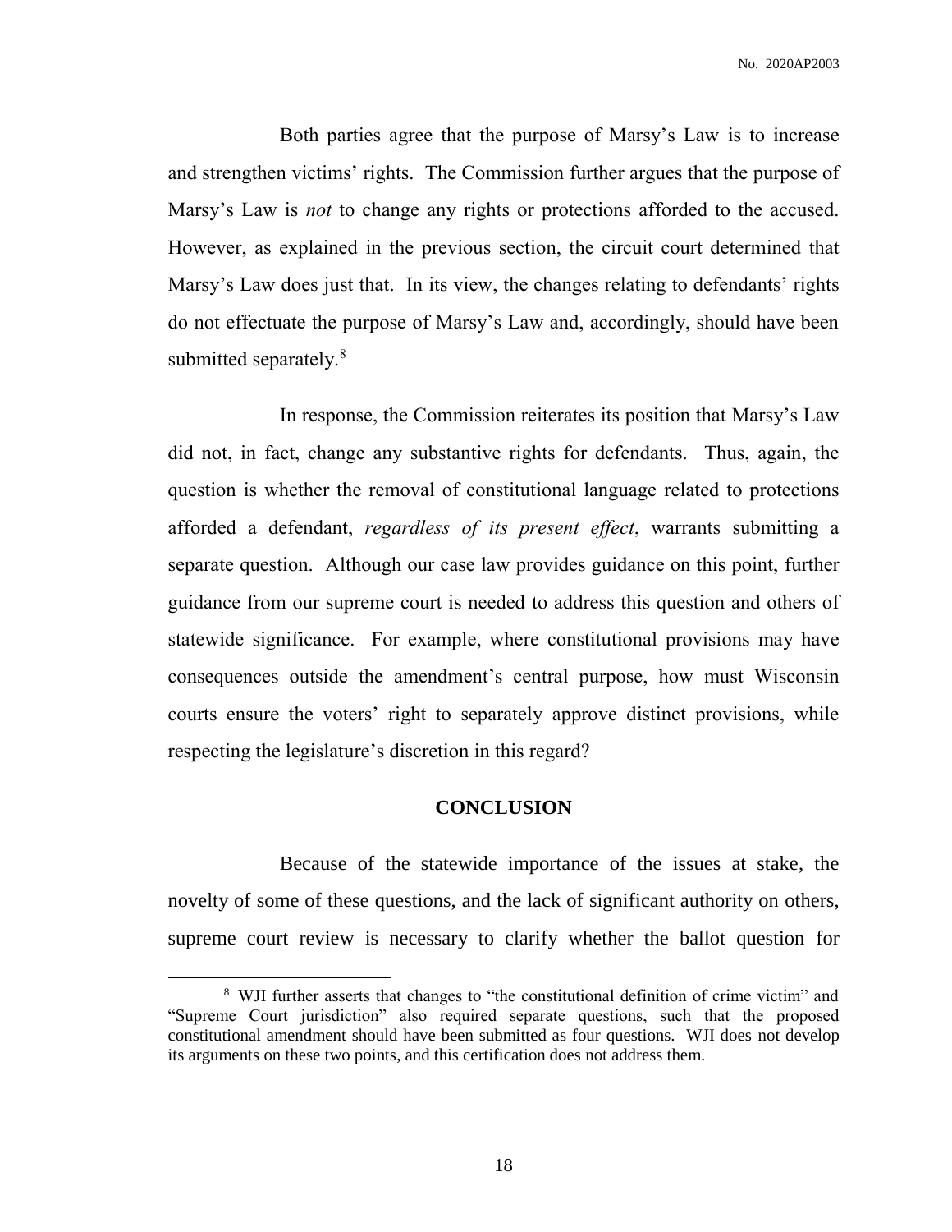Both parties agree that the purpose of Marsy's Law is to increase and strengthen victims' rights. The Commission further argues that the purpose of Marsy's Law is *not* to change any rights or protections afforded to the accused. However, as explained in the previous section, the circuit court determined that Marsy's Law does just that. In its view, the changes relating to defendants' rights do not effectuate the purpose of Marsy's Law and, accordingly, should have been submitted separately.[8]

In response, the Commission reiterates its position that Marsy's Law did not, in fact, change any substantive rights for defendants. Thus, again, the question is whether the removal of constitutional language related to protections afforded a defendant, *regardless of its present effect*, warrants submitting a separate question. Although our case law provides guidance on this point, further guidance from our supreme court is needed to address this question and others of statewide significance. For example, where constitutional provisions may have consequences outside the amendment's central purpose, how must Wisconsin courts ensure the voters' right to separately approve distinct provisions, while respecting the legislature's discretion in this regard?

## CONCLUSION

Because of the statewide importance of the issues at stake, the novelty of some of these questions, and the lack of significant authority on others, supreme court review is necessary to clarify whether the ballot question for

[8] WJI further asserts that changes to "the constitutional definition of crime victim" and "Supreme Court jurisdiction" also required separate questions, such that the proposed constitutional amendment should have been submitted as four questions. WJI does not develop its arguments on these two points, and this certification does not address them.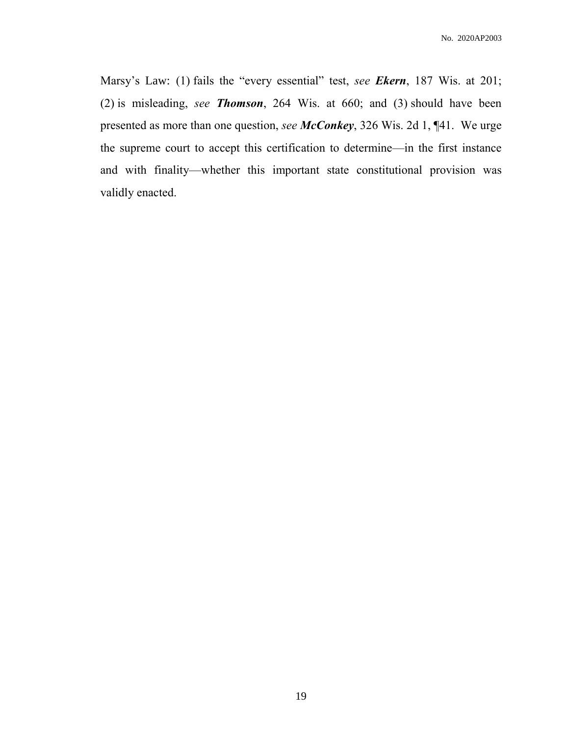Marsy's Law: (1) fails the "every essential" test, *see* ***Ekern***, 187 Wis. at 201; (2) is misleading, *see* ***Thomson***, 264 Wis. at 660; and (3) should have been presented as more than one question, *see* ***McConkey***, 326 Wis. 2d 1, ¶41. We urge the supreme court to accept this certification to determine—in the first instance and with finality—whether this important state constitutional provision was validly enacted.